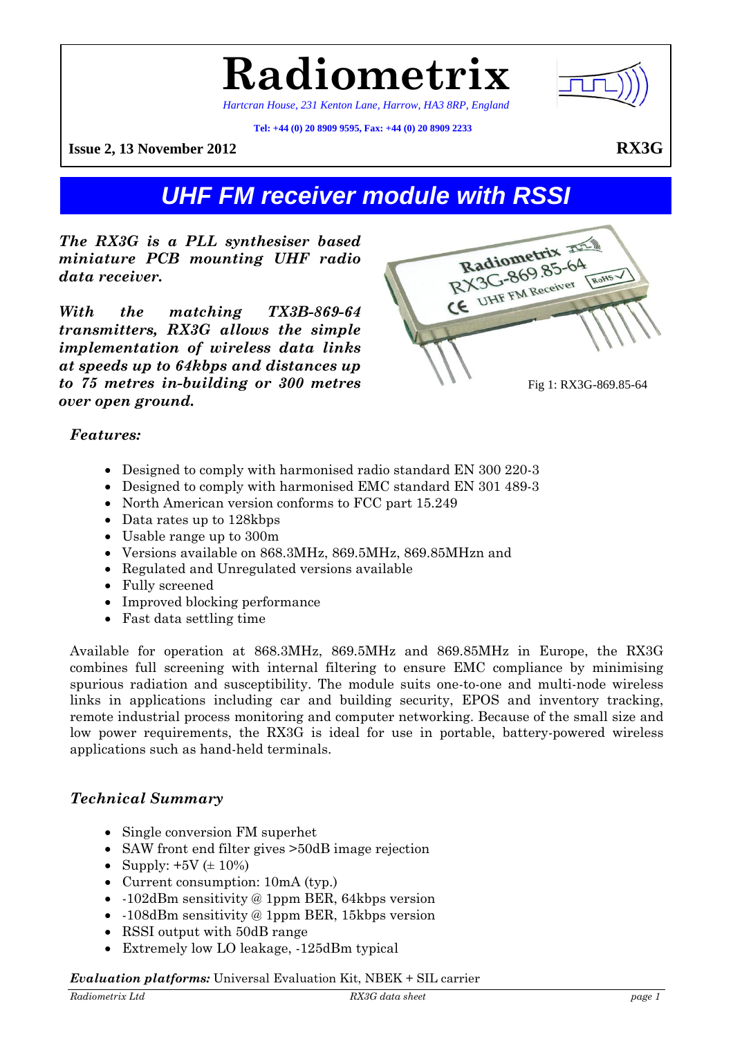# Radiometrix

*Hartcran House, 231 Kenton Lane, Harrow, HA3 8RP, England*

**Tel: +44 (0) 20 8909 9595, Fax: +44 (0) 20 8909 2233**

**Issue 2, 13 November 2012** **RX3G**

## *UHF FM receiver module with RSSI*

***The RX3G is a PLL synthesiser based miniature PCB mounting UHF radio data receiver.***

***With the matching TX3B-869-64 transmitters, RX3G allows the simple implementation of wireless data links at speeds up to 64kbps and distances up to 75 metres in-building or 300 metres over open ground.***

Fig 1: RX3G-869.85-64

### *Features:*

- Designed to comply with harmonised radio standard EN 300 220-3
- Designed to comply with harmonised EMC standard EN 301 489-3
- North American version conforms to FCC part 15.249
- Data rates up to 128kbps
- Usable range up to 300m
- Versions available on 868.3MHz, 869.5MHz, 869.85MHzn and
- Regulated and Unregulated versions available
- Fully screened
- Improved blocking performance
- Fast data settling time

Available for operation at 868.3MHz, 869.5MHz and 869.85MHz in Europe, the RX3G combines full screening with internal filtering to ensure EMC compliance by minimising spurious radiation and susceptibility. The module suits one-to-one and multi-node wireless links in applications including car and building security, EPOS and inventory tracking, remote industrial process monitoring and computer networking. Because of the small size and low power requirements, the RX3G is ideal for use in portable, battery-powered wireless applications such as hand-held terminals.

### *Technical Summary*

- Single conversion FM superhet
- SAW front end filter gives >50dB image rejection
- Supply: +5V (± 10%)
- Current consumption: 10mA (typ.)
- -102dBm sensitivity @ 1ppm BER, 64kbps version
- -108dBm sensitivity @ 1ppm BER, 15kbps version
- RSSI output with 50dB range
- Extremely low LO leakage, -125dBm typical

***Evaluation platforms:*** Universal Evaluation Kit, NBEK + SIL carrier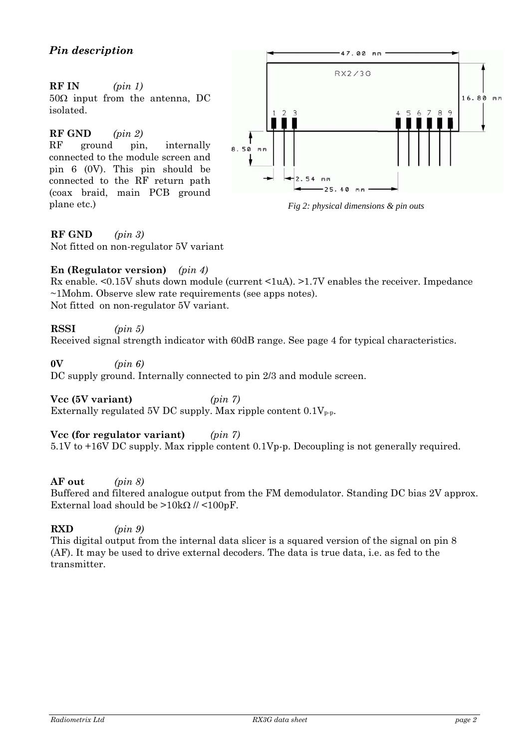## *Pin description*

**RF IN** *(pin 1)*
50Ω input from the antenna, DC isolated.

**RF GND** *(pin 2)*
RF ground pin, internally connected to the module screen and pin 6 (0V). This pin should be connected to the RF return path (coax braid, main PCB ground plane etc.)

*Fig 2: physical dimensions & pin outs*

**RF GND** *(pin 3)*
Not fitted on non-regulator 5V variant

**En (Regulator version)** *(pin 4)*
Rx enable. <0.15V shuts down module (current <1uA). >1.7V enables the receiver. Impedance ~1Mohm. Observe slew rate requirements (see apps notes).
Not fitted on non-regulator 5V variant.

**RSSI** *(pin 5)*
Received signal strength indicator with 60dB range. See page 4 for typical characteristics.

**0V** *(pin 6)*
DC supply ground. Internally connected to pin 2/3 and module screen.

**Vcc (5V variant)** *(pin 7)*
Externally regulated 5V DC supply. Max ripple content $0.1V_{p\text{-}p}$.

**Vcc (for regulator variant)** *(pin 7)*
5.1V to +16V DC supply. Max ripple content 0.1Vp-p. Decoupling is not generally required.

**AF out** *(pin 8)*
Buffered and filtered analogue output from the FM demodulator. Standing DC bias 2V approx. External load should be >10kΩ // <100pF.

**RXD** *(pin 9)*
This digital output from the internal data slicer is a squared version of the signal on pin 8 (AF). It may be used to drive external decoders. The data is true data, i.e. as fed to the transmitter.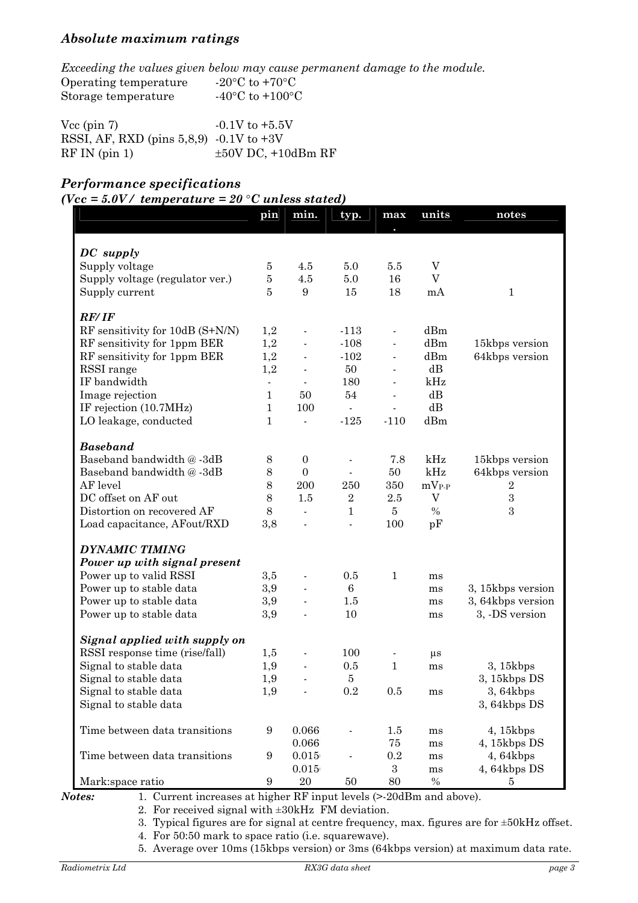## *Absolute maximum ratings*

*Exceeding the values given below may cause permanent damage to the module.*

| | |
|---|---|
| Operating temperature | -20°C to +70°C |
| Storage temperature | -40°C to +100°C |
| Vcc (pin 7) | -0.1V to +5.5V |
| RSSI, AF, RXD (pins 5,8,9) | -0.1V to +3V |
| RF IN (pin 1) | ±50V DC, +10dBm RF |

## *Performance specifications*

***(Vcc = 5.0V / temperature = 20 °C unless stated)***

| | pin | min. | typ. | max. | units | notes |
|---|---|---|---|---|---|---|
| ***DC supply*** | | | | | | |
| Supply voltage | 5 | 4.5 | 5.0 | 5.5 | V | |
| Supply voltage (regulator ver.) | 5 | 4.5 | 5.0 | 16 | V | |
| Supply current | 5 | 9 | 15 | 18 | mA | 1 |
| ***RF/IF*** | | | | | | |
| RF sensitivity for 10dB (S+N/N) | 1,2 | - | -113 | - | dBm | |
| RF sensitivity for 1ppm BER | 1,2 | - | -108 | - | dBm | 15kbps version |
| RF sensitivity for 1ppm BER | 1,2 | - | -102 | - | dBm | 64kbps version |
| RSSI range | 1,2 | - | 50 | - | dB | |
| IF bandwidth | - | - | 180 | - | kHz | |
| Image rejection | 1 | 50 | 54 | - | dB | |
| IF rejection (10.7MHz) | 1 | 100 | - | - | dB | |
| LO leakage, conducted | 1 | - | -125 | -110 | dBm | |
| ***Baseband*** | | | | | | |
| Baseband bandwidth @ -3dB | 8 | 0 | - | 7.8 | kHz | 15kbps version |
| Baseband bandwidth @ -3dB | 8 | 0 | - | 50 | kHz | 64kbps version |
| AF level | 8 | 200 | 250 | 350 | $mV_{P-P}$ | 2 |
| DC offset on AF out | 8 | 1.5 | 2 | 2.5 | V | 3 |
| Distortion on recovered AF | 8 | - | 1 | 5 | % | 3 |
| Load capacitance, AFout/RXD | 3,8 | - | - | 100 | pF | |
| ***DYNAMIC TIMING*** | | | | | | |
| ***Power up with signal present*** | | | | | | |
| Power up to valid RSSI | 3,5 | - | 0.5 | 1 | ms | |
| Power up to stable data | 3,9 | - | 6 | | ms | 3, 15kbps version |
| Power up to stable data | 3,9 | - | 1.5 | | ms | 3, 64kbps version |
| Power up to stable data | 3,9 | - | 10 | | ms | 3, -DS version |
| ***Signal applied with supply on*** | | | | | | |
| RSSI response time (rise/fall) | 1,5 | - | 100 | - | µs | |
| Signal to stable data | 1,9 | - | 0.5 | 1 | ms | 3, 15kbps |
| Signal to stable data | 1,9 | - | 5 | | | 3, 15kbps DS |
| Signal to stable data | 1,9 | - | 0.2 | 0.5 | ms | 3, 64kbps |
| Signal to stable data | | | | | | 3, 64kbps DS |
| Time between data transitions | 9 | 0.066 | - | 1.5 | ms | 4, 15kbps |
| | | 0.066 | | 75 | ms | 4, 15kbps DS |
| Time between data transitions | 9 | 0.015 | - | 0.2 | ms | 4, 64kbps |
| | | 0.015 | | 3 | ms | 4, 64kbps DS |
| Mark:space ratio | 9 | 20 | 50 | 80 | % | 5 |

***Notes:***

1. Current increases at higher RF input levels (>-20dBm and above).
2. For received signal with ±30kHz FM deviation.
3. Typical figures are for signal at centre frequency, max. figures are for ±50kHz offset.
4. For 50:50 mark to space ratio (i.e. squarewave).
5. Average over 10ms (15kbps version) or 3ms (64kbps version) at maximum data rate.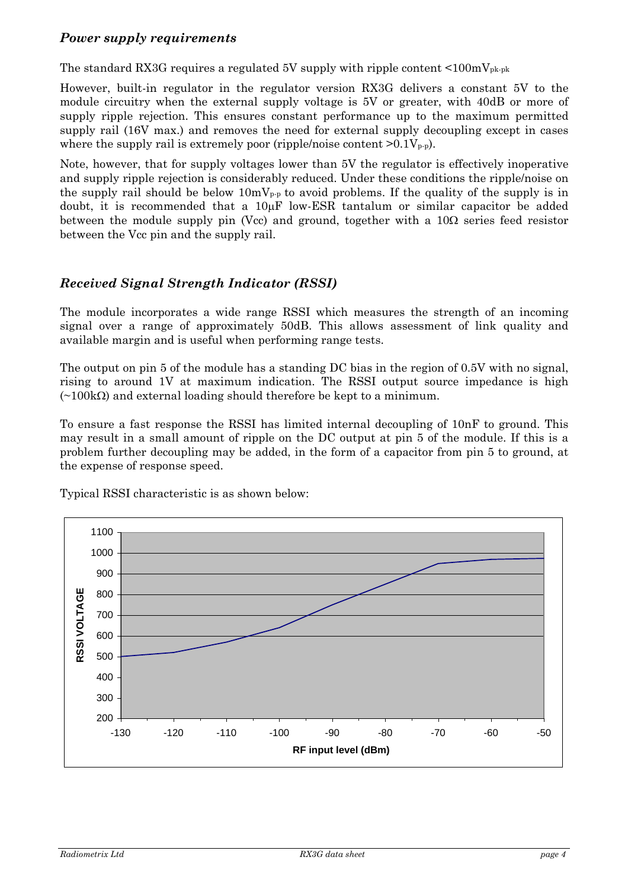### *Power supply requirements*

The standard RX3G requires a regulated 5V supply with ripple content <100mV$_{pk-pk}$

However, built-in regulator in the regulator version RX3G delivers a constant 5V to the module circuitry when the external supply voltage is 5V or greater, with 40dB or more of supply ripple rejection. This ensures constant performance up to the maximum permitted supply rail (16V max.) and removes the need for external supply decoupling except in cases where the supply rail is extremely poor (ripple/noise content >0.1V$_{p-p}$).

Note, however, that for supply voltages lower than 5V the regulator is effectively inoperative and supply ripple rejection is considerably reduced. Under these conditions the ripple/noise on the supply rail should be below 10mV$_{p-p}$ to avoid problems. If the quality of the supply is in doubt, it is recommended that a 10µF low-ESR tantalum or similar capacitor be added between the module supply pin (Vcc) and ground, together with a 10Ω series feed resistor between the Vcc pin and the supply rail.

### *Received Signal Strength Indicator (RSSI)*

The module incorporates a wide range RSSI which measures the strength of an incoming signal over a range of approximately 50dB. This allows assessment of link quality and available margin and is useful when performing range tests.

The output on pin 5 of the module has a standing DC bias in the region of 0.5V with no signal, rising to around 1V at maximum indication. The RSSI output source impedance is high (~100kΩ) and external loading should therefore be kept to a minimum.

To ensure a fast response the RSSI has limited internal decoupling of 10nF to ground. This may result in a small amount of ripple on the DC output at pin 5 of the module. If this is a problem further decoupling may be added, in the form of a capacitor from pin 5 to ground, at the expense of response speed.

Typical RSSI characteristic is as shown below: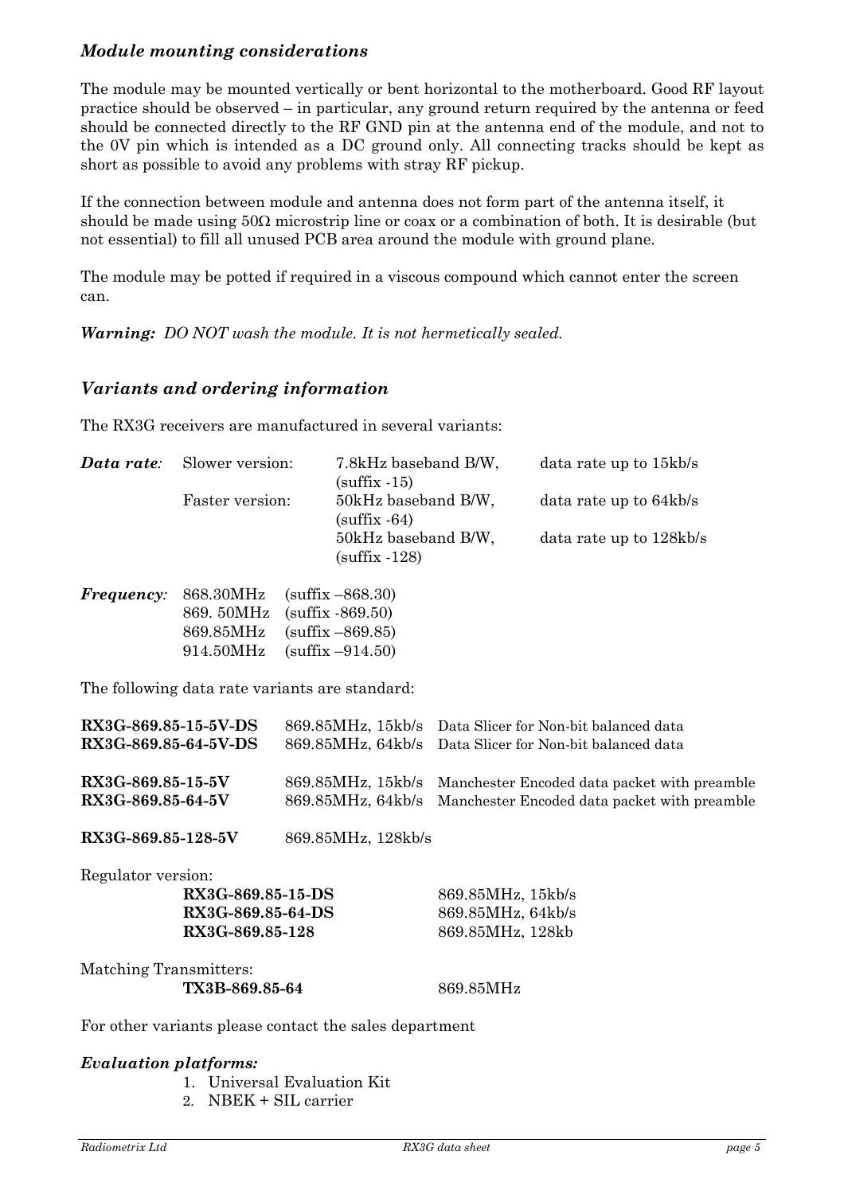### *Module mounting considerations*

The module may be mounted vertically or bent horizontal to the motherboard. Good RF layout practice should be observed – in particular, any ground return required by the antenna or feed should be connected directly to the RF GND pin at the antenna end of the module, and not to the 0V pin which is intended as a DC ground only. All connecting tracks should be kept as short as possible to avoid any problems with stray RF pickup.

If the connection between module and antenna does not form part of the antenna itself, it should be made using 50Ω microstrip line or coax or a combination of both. It is desirable (but not essential) to fill all unused PCB area around the module with ground plane.

The module may be potted if required in a viscous compound which cannot enter the screen can.

***Warning:*** *DO NOT wash the module. It is not hermetically sealed.*

### *Variants and ordering information*

The RX3G receivers are manufactured in several variants:

| | | | |
|---|---|---|---|
| ***Data rate:*** | Slower version: | 7.8kHz baseband B/W, (suffix -15) | data rate up to 15kb/s |
| | Faster version: | 50kHz baseband B/W, (suffix -64) | data rate up to 64kb/s |
| | | 50kHz baseband B/W, (suffix -128) | data rate up to 128kb/s |

| | | |
|---|---|---|
| ***Frequency:*** | 868.30MHz | (suffix –868.30) |
| | 869. 50MHz | (suffix -869.50) |
| | 869.85MHz | (suffix –869.85) |
| | 914.50MHz | (suffix –914.50) |

The following data rate variants are standard:

| | | |
|---|---|---|
| **RX3G-869.85-15-5V-DS** | 869.85MHz, 15kb/s | Data Slicer for Non-bit balanced data |
| **RX3G-869.85-64-5V-DS** | 869.85MHz, 64kb/s | Data Slicer for Non-bit balanced data |
| **RX3G-869.85-15-5V** | 869.85MHz, 15kb/s | Manchester Encoded data packet with preamble |
| **RX3G-869.85-64-5V** | 869.85MHz, 64kb/s | Manchester Encoded data packet with preamble |
| **RX3G-869.85-128-5V** | 869.85MHz, 128kb/s | |

Regulator version:

| | |
|---|---|
| **RX3G-869.85-15-DS** | 869.85MHz, 15kb/s |
| **RX3G-869.85-64-DS** | 869.85MHz, 64kb/s |
| **RX3G-869.85-128** | 869.85MHz, 128kb |

Matching Transmitters:

| | |
|---|---|
| **TX3B-869.85-64** | 869.85MHz |

For other variants please contact the sales department

#### *Evaluation platforms:*

1. Universal Evaluation Kit
2. NBEK + SIL carrier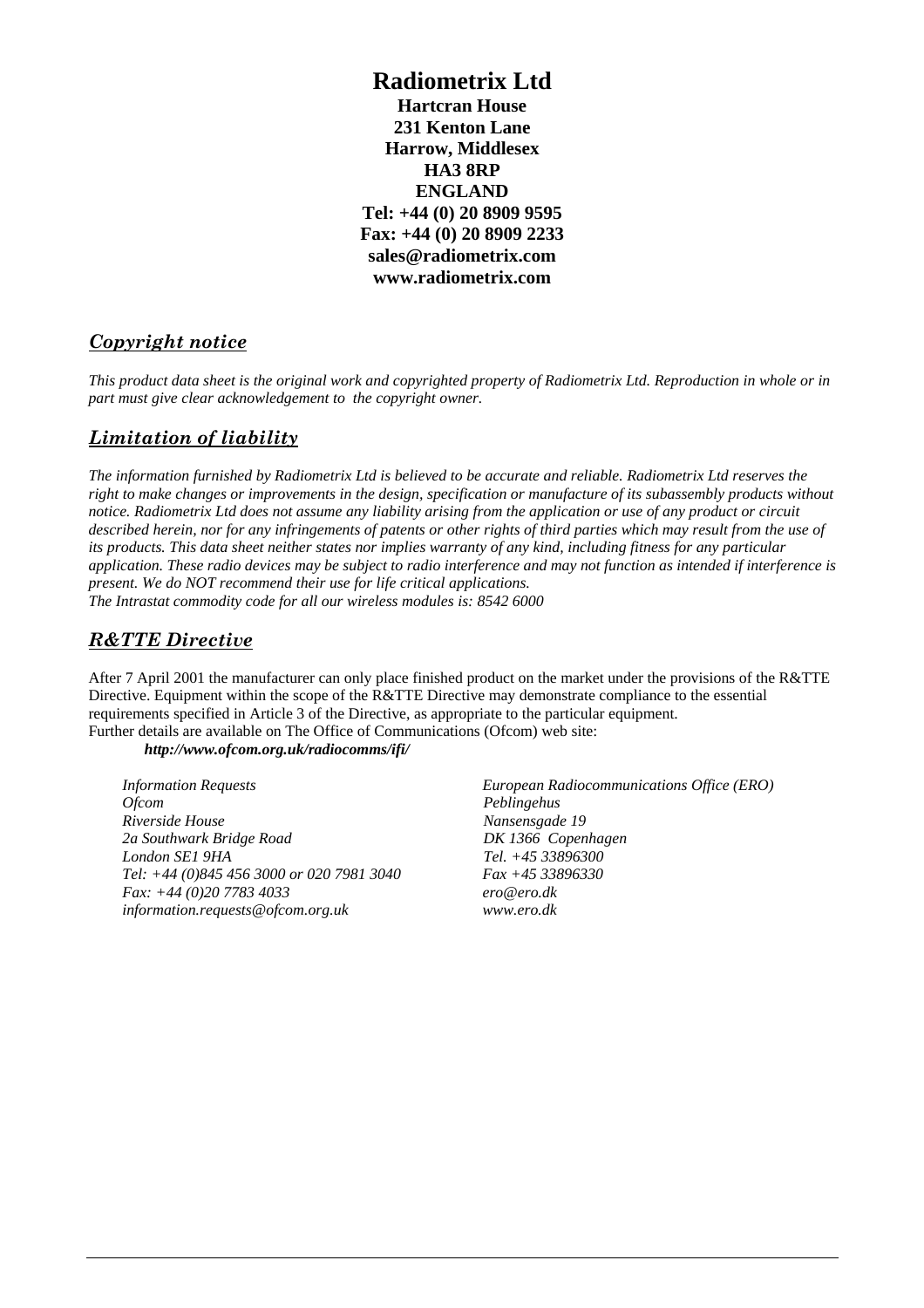# Radiometrix Ltd

**Hartcran House**
**231 Kenton Lane**
**Harrow, Middlesex**
**HA3 8RP**
**ENGLAND**
**Tel: +44 (0) 20 8909 9595**
**Fax: +44 (0) 20 8909 2233**
**sales@radiometrix.com**
**www.radiometrix.com**

## *Copyright notice*

*This product data sheet is the original work and copyrighted property of Radiometrix Ltd. Reproduction in whole or in part must give clear acknowledgement to the copyright owner.*

## *Limitation of liability*

*The information furnished by Radiometrix Ltd is believed to be accurate and reliable. Radiometrix Ltd reserves the right to make changes or improvements in the design, specification or manufacture of its subassembly products without notice. Radiometrix Ltd does not assume any liability arising from the application or use of any product or circuit described herein, nor for any infringements of patents or other rights of third parties which may result from the use of its products. This data sheet neither states nor implies warranty of any kind, including fitness for any particular application. These radio devices may be subject to radio interference and may not function as intended if interference is present. We do NOT recommend their use for life critical applications.*
*The Intrastat commodity code for all our wireless modules is: 8542 6000*

## *R&TTE Directive*

After 7 April 2001 the manufacturer can only place finished product on the market under the provisions of the R&TTE Directive. Equipment within the scope of the R&TTE Directive may demonstrate compliance to the essential requirements specified in Article 3 of the Directive, as appropriate to the particular equipment.
Further details are available on The Office of Communications (Ofcom) web site:

***http://www.ofcom.org.uk/radiocomms/ifi/***

*Information Requests*
*Ofcom*
*Riverside House*
*2a Southwark Bridge Road*
*London SE1 9HA*
*Tel: +44 (0)845 456 3000 or 020 7981 3040*
*Fax: +44 (0)20 7783 4033*
*information.requests@ofcom.org.uk*

*European Radiocommunications Office (ERO)*
*Peblingehus*
*Nansensgade 19*
*DK 1366 Copenhagen*
*Tel. +45 33896300*
*Fax +45 33896330*
*ero@ero.dk*
*www.ero.dk*